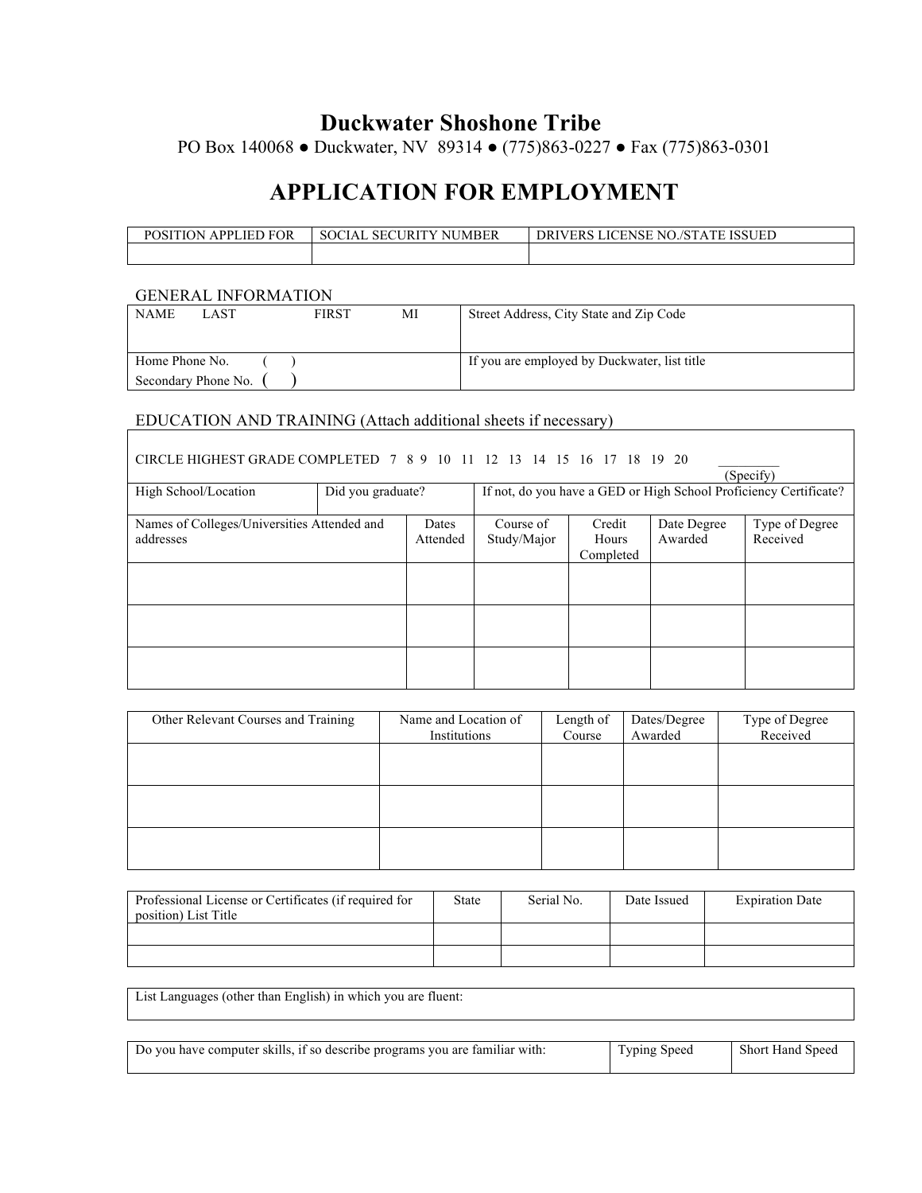# Duckwater Shoshone Tribe

PO Box 140068 ● Duckwater, NV 89314 ● (775)863-0227 ● Fax (775)863-0301

## APPLICATION FOR EMPLOYMENT

| POSITION APPLIED FOR | SOCIAL SECURITY NUMBER | DRIVERS LICENSE NO./STATE ISSUED |
|---|---|---|
| | | |

### GENERAL INFORMATION

| NAME LAST FIRST MI | Street Address, City State and Zip Code |
|---|---|
| Home Phone No. ( )<br>Secondary Phone No. ( ) | If you are employed by Duckwater, list title |

### EDUCATION AND TRAINING (Attach additional sheets if necessary)

CIRCLE HIGHEST GRADE COMPLETED 7 8 9 10 11 12 13 14 15 16 17 18 19 20 _________ (Specify)

| High School/Location | Did you graduate? | If not, do you have a GED or High School Proficiency Certificate? |
|---|---|---|

| Names of Colleges/Universities Attended and addresses | Dates Attended | Course of Study/Major | Credit Hours Completed | Date Degree Awarded | Type of Degree Received |
|---|---|---|---|---|---|
| | | | | | |
| | | | | | |
| | | | | | |

| Other Relevant Courses and Training | Name and Location of Institutions | Length of Course | Dates/Degree Awarded | Type of Degree Received |
|---|---|---|---|---|
| | | | | |
| | | | | |
| | | | | |

| Professional License or Certificates (if required for position) List Title | State | Serial No. | Date Issued | Expiration Date |
|---|---|---|---|---|
| | | | | |
| | | | | |

| List Languages (other than English) in which you are fluent: |
|---|

| Do you have computer skills, if so describe programs you are familiar with: | Typing Speed | Short Hand Speed |
|---|---|---|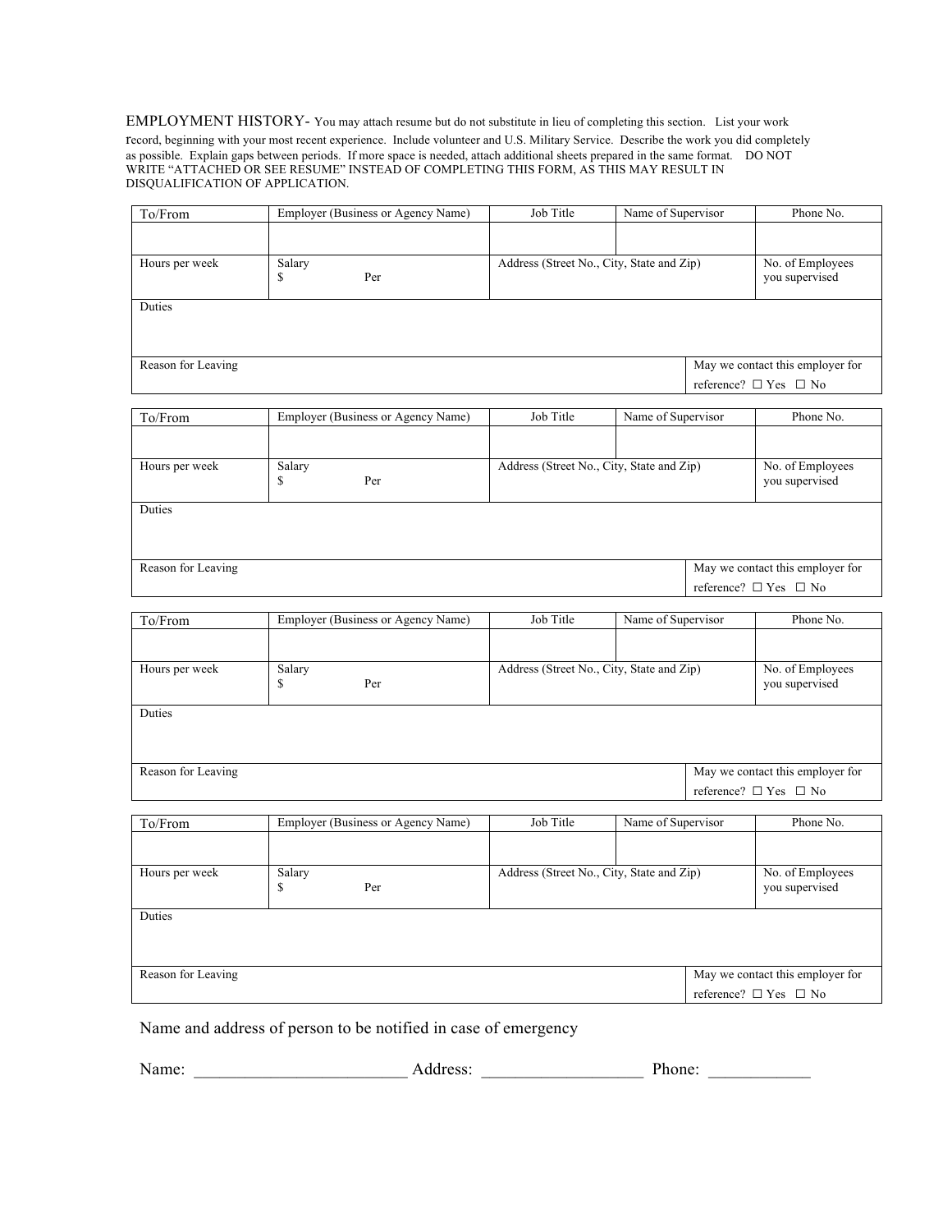EMPLOYMENT HISTORY- You may attach resume but do not substitute in lieu of completing this section. List your work record, beginning with your most recent experience. Include volunteer and U.S. Military Service. Describe the work you did completely as possible. Explain gaps between periods. If more space is needed, attach additional sheets prepared in the same format. DO NOT WRITE "ATTACHED OR SEE RESUME" INSTEAD OF COMPLETING THIS FORM, AS THIS MAY RESULT IN DISQUALIFICATION OF APPLICATION.

| To/From | Employer (Business or Agency Name) | Job Title | Name of Supervisor | Phone No. |
|---|---|---|---|---|
| | | | | |
| Hours per week | Salary<br>$ Per | Address (Street No., City, State and Zip) | | No. of Employees you supervised |
| Duties | | | | |
| Reason for Leaving | | | May we contact this employer for reference? ☐ Yes ☐ No | |

| To/From | Employer (Business or Agency Name) | Job Title | Name of Supervisor | Phone No. |
|---|---|---|---|---|
| | | | | |
| Hours per week | Salary<br>$ Per | Address (Street No., City, State and Zip) | | No. of Employees you supervised |
| Duties | | | | |
| Reason for Leaving | | | May we contact this employer for reference? ☐ Yes ☐ No | |

| To/From | Employer (Business or Agency Name) | Job Title | Name of Supervisor | Phone No. |
|---|---|---|---|---|
| | | | | |
| Hours per week | Salary<br>$ Per | Address (Street No., City, State and Zip) | | No. of Employees you supervised |
| Duties | | | | |
| Reason for Leaving | | | May we contact this employer for reference? ☐ Yes ☐ No | |

| To/From | Employer (Business or Agency Name) | Job Title | Name of Supervisor | Phone No. |
|---|---|---|---|---|
| | | | | |
| Hours per week | Salary<br>$ Per | Address (Street No., City, State and Zip) | | No. of Employees you supervised |
| Duties | | | | |
| Reason for Leaving | | | May we contact this employer for reference? ☐ Yes ☐ No | |

Name and address of person to be notified in case of emergency

Name: ________________________ Address: __________________ Phone: ___________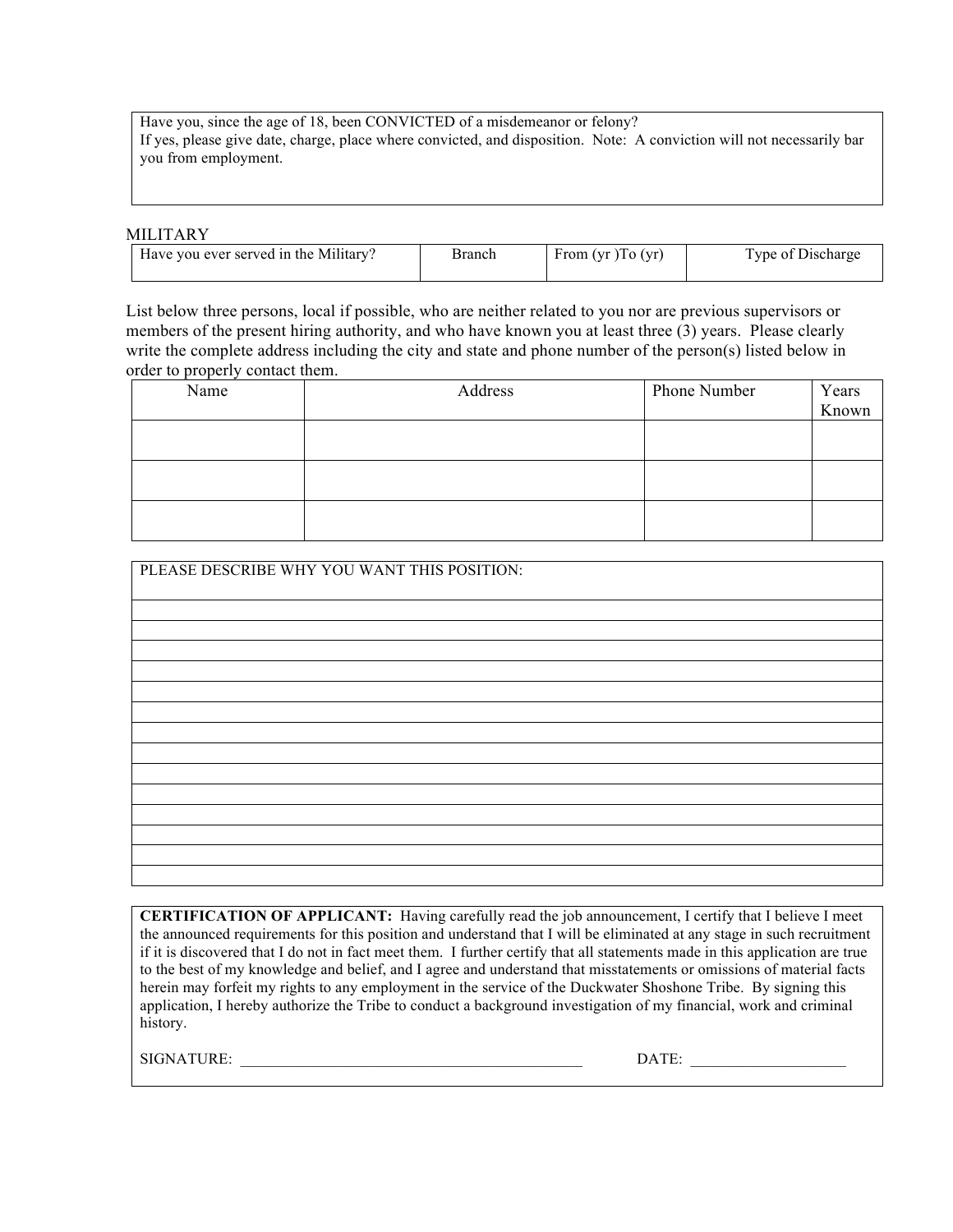Have you, since the age of 18, been CONVICTED of a misdemeanor or felony?
If yes, please give date, charge, place where convicted, and disposition. Note: A conviction will not necessarily bar you from employment.

MILITARY

| Have you ever served in the Military? | Branch | From (yr )To (yr) | Type of Discharge |
|---|---|---|---|
| | | | |

List below three persons, local if possible, who are neither related to you nor are previous supervisors or members of the present hiring authority, and who have known you at least three (3) years. Please clearly write the complete address including the city and state and phone number of the person(s) listed below in order to properly contact them.

| Name | Address | Phone Number | Years Known |
|---|---|---|---|
| | | | |
| | | | |
| | | | |

PLEASE DESCRIBE WHY YOU WANT THIS POSITION:

**CERTIFICATION OF APPLICANT:** Having carefully read the job announcement, I certify that I believe I meet the announced requirements for this position and understand that I will be eliminated at any stage in such recruitment if it is discovered that I do not in fact meet them. I further certify that all statements made in this application are true to the best of my knowledge and belief, and I agree and understand that misstatements or omissions of material facts herein may forfeit my rights to any employment in the service of the Duckwater Shoshone Tribe. By signing this application, I hereby authorize the Tribe to conduct a background investigation of my financial, work and criminal history.

SIGNATURE: ___________________________________________ DATE: ___________________